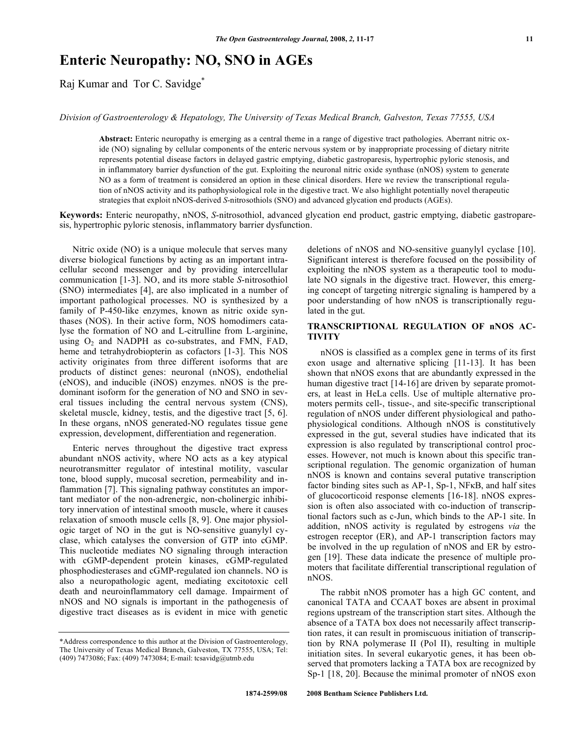# Enteric Neuropathy: NO, SNO in AGEs

Raj Kumar and Tor C. Savidge*

*Division of Gastroenterology & Hepatology, The University of Texas Medical Branch, Galveston, Texas 77555, USA*

**Abstract:** Enteric neuropathy is emerging as a central theme in a range of digestive tract pathologies. Aberrant nitric oxide (NO) signaling by cellular components of the enteric nervous system or by inappropriate processing of dietary nitrite represents potential disease factors in delayed gastric emptying, diabetic gastroparesis, hypertrophic pyloric stenosis, and in inflammatory barrier dysfunction of the gut. Exploiting the neuronal nitric oxide synthase (nNOS) system to generate NO as a form of treatment is considered an option in these clinical disorders. Here we review the transcriptional regulation of nNOS activity and its pathophysiological role in the digestive tract. We also highlight potentially novel therapeutic strategies that exploit nNOS-derived *S*-nitrosothiols (SNO) and advanced glycation end products (AGEs).

**Keywords:** Enteric neuropathy, nNOS, *S*-nitrosothiol, advanced glycation end product, gastric emptying, diabetic gastroparesis, hypertrophic pyloric stenosis, inflammatory barrier dysfunction.

Nitric oxide (NO) is a unique molecule that serves many diverse biological functions by acting as an important intracellular second messenger and by providing intercellular communication [1-3]. NO, and its more stable *S*-nitrosothiol (SNO) intermediates [4], are also implicated in a number of important pathological processes. NO is synthesized by a family of P-450-like enzymes, known as nitric oxide synthases (NOS). In their active form, NOS homodimers catalyse the formation of NO and L-citrulline from L-arginine, using $O_2$ and NADPH as co-substrates, and FMN, FAD, heme and tetrahydrobiopterin as cofactors [1-3]. This NOS activity originates from three different isoforms that are products of distinct genes: neuronal (nNOS), endothelial (eNOS), and inducible (iNOS) enzymes. nNOS is the predominant isoform for the generation of NO and SNO in several tissues including the central nervous system (CNS), skeletal muscle, kidney, testis, and the digestive tract [5, 6]. In these organs, nNOS generated-NO regulates tissue gene expression, development, differentiation and regeneration.

Enteric nerves throughout the digestive tract express abundant nNOS activity, where NO acts as a key atypical neurotransmitter regulator of intestinal motility, vascular tone, blood supply, mucosal secretion, permeability and inflammation [7]. This signaling pathway constitutes an important mediator of the non-adrenergic, non-cholinergic inhibitory innervation of intestinal smooth muscle, where it causes relaxation of smooth muscle cells [8, 9]. One major physiologic target of NO in the gut is NO-sensitive guanylyl cyclase, which catalyses the conversion of GTP into cGMP. This nucleotide mediates NO signaling through interaction with cGMP-dependent protein kinases, cGMP-regulated phosphodiesterases and cGMP-regulated ion channels. NO is also a neuropathologic agent, mediating excitotoxic cell death and neuroinflammatory cell damage. Impairment of nNOS and NO signals is important in the pathogenesis of digestive tract diseases as is evident in mice with genetic deletions of nNOS and NO-sensitive guanylyl cyclase [10]. Significant interest is therefore focused on the possibility of exploiting the nNOS system as a therapeutic tool to modulate NO signals in the digestive tract. However, this emerging concept of targeting nitrergic signaling is hampered by a poor understanding of how nNOS is transcriptionally regulated in the gut.

## TRANSCRIPTIONAL REGULATION OF nNOS ACTIVITY

nNOS is classified as a complex gene in terms of its first exon usage and alternative splicing [11-13]. It has been shown that nNOS exons that are abundantly expressed in the human digestive tract [14-16] are driven by separate promoters, at least in HeLa cells. Use of multiple alternative promoters permits cell-, tissue-, and site-specific transcriptional regulation of nNOS under different physiological and pathophysiological conditions. Although nNOS is constitutively expressed in the gut, several studies have indicated that its expression is also regulated by transcriptional control processes. However, not much is known about this specific transcriptional regulation. The genomic organization of human nNOS is known and contains several putative transcription factor binding sites such as AP-1, Sp-1, NFκB, and half sites of glucocorticoid response elements [16-18]. nNOS expression is often also associated with co-induction of transcriptional factors such as c-Jun, which binds to the AP-1 site. In addition, nNOS activity is regulated by estrogens *via* the estrogen receptor (ER), and AP-1 transcription factors may be involved in the up regulation of nNOS and ER by estrogen [19]. These data indicate the presence of multiple promoters that facilitate differential transcriptional regulation of nNOS.

The rabbit nNOS promoter has a high GC content, and canonical TATA and CCAAT boxes are absent in proximal regions upstream of the transcription start sites. Although the absence of a TATA box does not necessarily affect transcription rates, it can result in promiscuous initiation of transcription by RNA polymerase II (Pol II), resulting in multiple initiation sites. In several eukaryotic genes, it has been observed that promoters lacking a TATA box are recognized by Sp-1 [18, 20]. Because the minimal promoter of nNOS exon

*Address correspondence to this author at the Division of Gastroenterology, The University of Texas Medical Branch, Galveston, TX 77555, USA; Tel: (409) 7473086; Fax: (409) 7473084; E-mail: tcsavidg@utmb.edu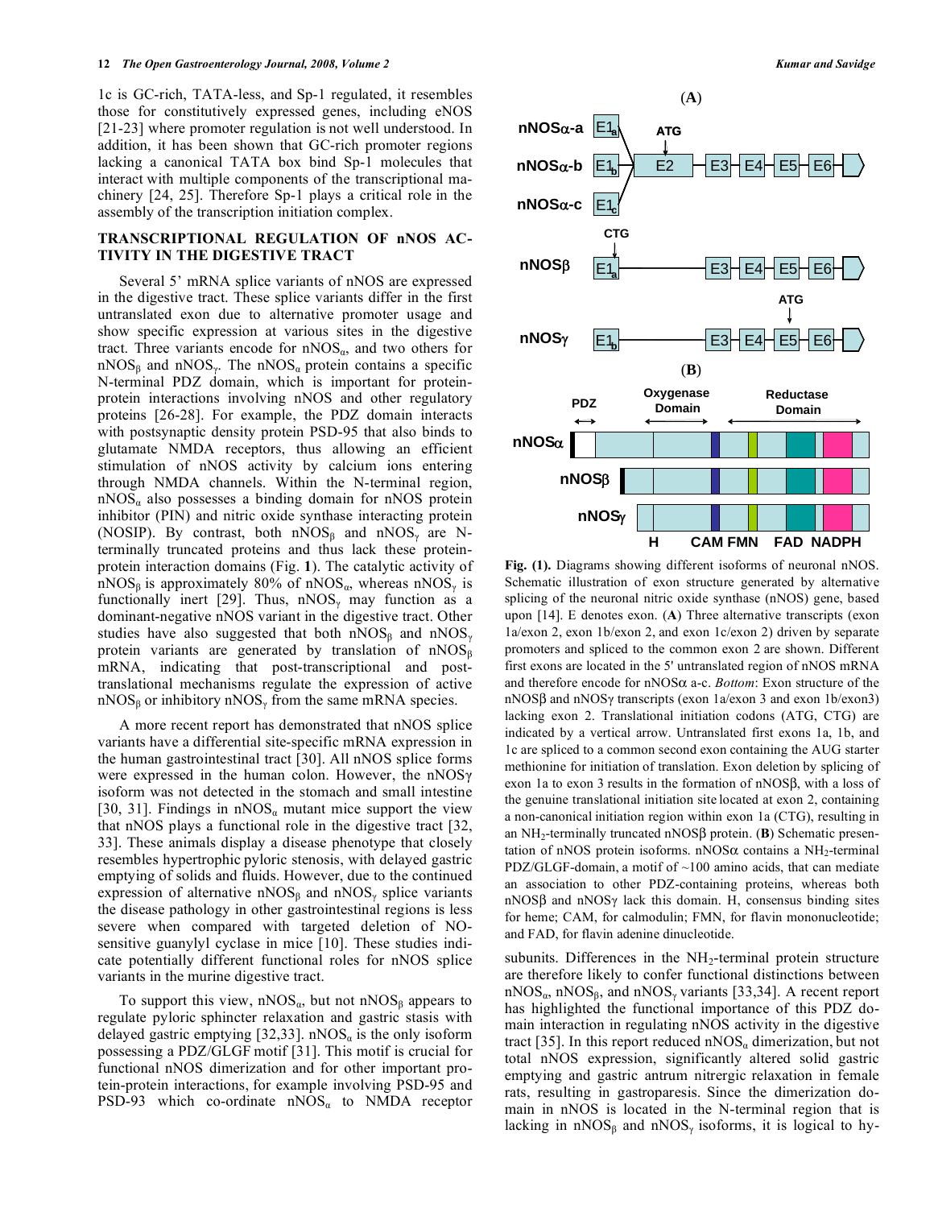1c is GC-rich, TATA-less, and Sp-1 regulated, it resembles those for constitutively expressed genes, including eNOS [21-23] where promoter regulation is not well understood. In addition, it has been shown that GC-rich promoter regions lacking a canonical TATA box bind Sp-1 molecules that interact with multiple components of the transcriptional machinery [24, 25]. Therefore Sp-1 plays a critical role in the assembly of the transcription initiation complex.

## TRANSCRIPTIONAL REGULATION OF nNOS ACTIVITY IN THE DIGESTIVE TRACT

Several 5' mRNA splice variants of nNOS are expressed in the digestive tract. These splice variants differ in the first untranslated exon due to alternative promoter usage and show specific expression at various sites in the digestive tract. Three variants encode for $nNOS_\alpha$, and two others for $nNOS_\beta$ and $nNOS_\gamma$. The $nNOS_\alpha$ protein contains a specific N-terminal PDZ domain, which is important for protein-protein interactions involving nNOS and other regulatory proteins [26-28]. For example, the PDZ domain interacts with postsynaptic density protein PSD-95 that also binds to glutamate NMDA receptors, thus allowing an efficient stimulation of nNOS activity by calcium ions entering through NMDA channels. Within the N-terminal region, $nNOS_\alpha$ also possesses a binding domain for nNOS protein inhibitor (PIN) and nitric oxide synthase interacting protein (NOSIP). By contrast, both $nNOS_\beta$ and $nNOS_\gamma$ are N-terminally truncated proteins and thus lack these protein-protein interaction domains (Fig. **1**). The catalytic activity of $nNOS_\beta$ is approximately 80% of $nNOS_\alpha$, whereas $nNOS_\gamma$ is functionally inert [29]. Thus, $nNOS_\gamma$ may function as a dominant-negative nNOS variant in the digestive tract. Other studies have also suggested that both $nNOS_\beta$ and $nNOS_\gamma$ protein variants are generated by translation of $nNOS_\beta$ mRNA, indicating that post-transcriptional and post-translational mechanisms regulate the expression of active $nNOS_\beta$ or inhibitory $nNOS_\gamma$ from the same mRNA species.

A more recent report has demonstrated that nNOS splice variants have a differential site-specific mRNA expression in the human gastrointestinal tract [30]. All nNOS splice forms were expressed in the human colon. However, the $nNOS\gamma$ isoform was not detected in the stomach and small intestine [30, 31]. Findings in $nNOS_\alpha$ mutant mice support the view that nNOS plays a functional role in the digestive tract [32, 33]. These animals display a disease phenotype that closely resembles hypertrophic pyloric stenosis, with delayed gastric emptying of solids and fluids. However, due to the continued expression of alternative $nNOS_\beta$ and $nNOS_\gamma$ splice variants the disease pathology in other gastrointestinal regions is less severe when compared with targeted deletion of NO-sensitive guanylyl cyclase in mice [10]. These studies indicate potentially different functional roles for nNOS splice variants in the murine digestive tract.

To support this view, $nNOS_\alpha$, but not $nNOS_\beta$ appears to regulate pyloric sphincter relaxation and gastric stasis with delayed gastric emptying [32,33]. $nNOS_\alpha$ is the only isoform possessing a PDZ/GLGF motif [31]. This motif is crucial for functional nNOS dimerization and for other important protein-protein interactions, for example involving PSD-95 and PSD-93 which co-ordinate $nNOS_\alpha$ to NMDA receptor subunits. Differences in the $NH_2$-terminal protein structure are therefore likely to confer functional distinctions between $nNOS_\alpha$, $nNOS_\beta$, and $nNOS_\gamma$ variants [33,34]. A recent report has highlighted the functional importance of this PDZ domain interaction in regulating nNOS activity in the digestive tract [35]. In this report reduced $nNOS_\alpha$ dimerization, but not total nNOS expression, significantly altered solid gastric emptying and gastric antrum nitrergic relaxation in female rats, resulting in gastroparesis. Since the dimerization domain in nNOS is located in the N-terminal region that is lacking in $nNOS_\beta$ and $nNOS_\gamma$ isoforms, it is logical to hy-

**Fig. (1).** Diagrams showing different isoforms of neuronal nNOS. Schematic illustration of exon structure generated by alternative splicing of the neuronal nitric oxide synthase (nNOS) gene, based upon [14]. E denotes exon. (**A**) Three alternative transcripts (exon 1a/exon 2, exon 1b/exon 2, and exon 1c/exon 2) driven by separate promoters and spliced to the common exon 2 are shown. Different first exons are located in the 5' untranslated region of nNOS mRNA and therefore encode for $nNOS\alpha$ a-c. *Bottom*: Exon structure of the $nNOS\beta$ and $nNOS\gamma$ transcripts (exon 1a/exon 3 and exon 1b/exon3) lacking exon 2. Translational initiation codons (ATG, CTG) are indicated by a vertical arrow. Untranslated first exons 1a, 1b, and 1c are spliced to a common second exon containing the AUG starter methionine for initiation of translation. Exon deletion by splicing of exon 1a to exon 3 results in the formation of $nNOS\beta$, with a loss of the genuine translational initiation site located at exon 2, containing a non-canonical initiation region within exon 1a (CTG), resulting in an $NH_2$-terminally truncated $nNOS\beta$ protein. (**B**) Schematic presentation of nNOS protein isoforms. $nNOS\alpha$ contains a $NH_2$-terminal PDZ/GLGF-domain, a motif of ~100 amino acids, that can mediate an association to other PDZ-containing proteins, whereas both $nNOS\beta$ and $nNOS\gamma$ lack this domain. H, consensus binding sites for heme; CAM, for calmodulin; FMN, for flavin mononucleotide; and FAD, for flavin adenine dinucleotide.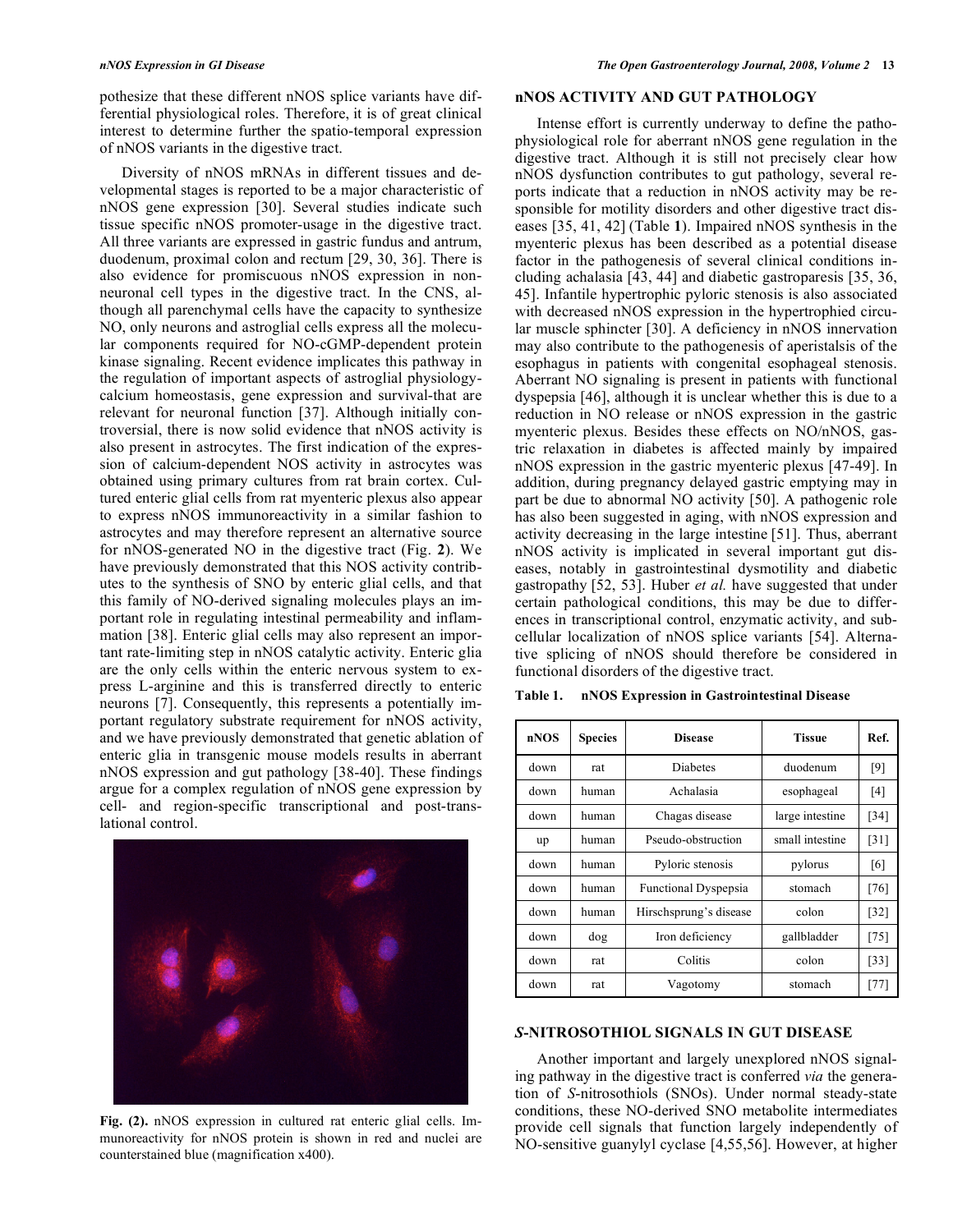pothesize that these different nNOS splice variants have differential physiological roles. Therefore, it is of great clinical interest to determine further the spatio-temporal expression of nNOS variants in the digestive tract.

Diversity of nNOS mRNAs in different tissues and developmental stages is reported to be a major characteristic of nNOS gene expression [30]. Several studies indicate such tissue specific nNOS promoter-usage in the digestive tract. All three variants are expressed in gastric fundus and antrum, duodenum, proximal colon and rectum [29, 30, 36]. There is also evidence for promiscuous nNOS expression in non-neuronal cell types in the digestive tract. In the CNS, although all parenchymal cells have the capacity to synthesize NO, only neurons and astroglial cells express all the molecular components required for NO-cGMP-dependent protein kinase signaling. Recent evidence implicates this pathway in the regulation of important aspects of astroglial physiology-calcium homeostasis, gene expression and survival-that are relevant for neuronal function [37]. Although initially controversial, there is now solid evidence that nNOS activity is also present in astrocytes. The first indication of the expression of calcium-dependent NOS activity in astrocytes was obtained using primary cultures from rat brain cortex. Cultured enteric glial cells from rat myenteric plexus also appear to express nNOS immunoreactivity in a similar fashion to astrocytes and may therefore represent an alternative source for nNOS-generated NO in the digestive tract (Fig. **2**). We have previously demonstrated that this NOS activity contributes to the synthesis of SNO by enteric glial cells, and that this family of NO-derived signaling molecules plays an important role in regulating intestinal permeability and inflammation [38]. Enteric glial cells may also represent an important rate-limiting step in nNOS catalytic activity. Enteric glia are the only cells within the enteric nervous system to express L-arginine and this is transferred directly to enteric neurons [7]. Consequently, this represents a potentially important regulatory substrate requirement for nNOS activity, and we have previously demonstrated that genetic ablation of enteric glia in transgenic mouse models results in aberrant nNOS expression and gut pathology [38-40]. These findings argue for a complex regulation of nNOS gene expression by cell- and region-specific transcriptional and post-translational control.

**Fig. (2).** nNOS expression in cultured rat enteric glial cells. Immunoreactivity for nNOS protein is shown in red and nuclei are counterstained blue (magnification x400).

## nNOS ACTIVITY AND GUT PATHOLOGY

Intense effort is currently underway to define the pathophysiological role for aberrant nNOS gene regulation in the digestive tract. Although it is still not precisely clear how nNOS dysfunction contributes to gut pathology, several reports indicate that a reduction in nNOS activity may be responsible for motility disorders and other digestive tract diseases [35, 41, 42] (Table **1**). Impaired nNOS synthesis in the myenteric plexus has been described as a potential disease factor in the pathogenesis of several clinical conditions including achalasia [43, 44] and diabetic gastroparesis [35, 36, 45]. Infantile hypertrophic pyloric stenosis is also associated with decreased nNOS expression in the hypertrophied circular muscle sphincter [30]. A deficiency in nNOS innervation may also contribute to the pathogenesis of aperistalsis of the esophagus in patients with congenital esophageal stenosis. Aberrant NO signaling is present in patients with functional dyspepsia [46], although it is unclear whether this is due to a reduction in NO release or nNOS expression in the gastric myenteric plexus. Besides these effects on NO/nNOS, gastric relaxation in diabetes is affected mainly by impaired nNOS expression in the gastric myenteric plexus [47-49]. In addition, during pregnancy delayed gastric emptying may in part be due to abnormal NO activity [50]. A pathogenic role has also been suggested in aging, with nNOS expression and activity decreasing in the large intestine [51]. Thus, aberrant nNOS activity is implicated in several important gut diseases, notably in gastrointestinal dysmotility and diabetic gastropathy [52, 53]. Huber *et al.* have suggested that under certain pathological conditions, this may be due to differences in transcriptional control, enzymatic activity, and subcellular localization of nNOS splice variants [54]. Alternative splicing of nNOS should therefore be considered in functional disorders of the digestive tract.

**Table 1. nNOS Expression in Gastrointestinal Disease**

| nNOS | Species | Disease | Tissue | Ref. |
|---|---|---|---|---|
| down | rat | Diabetes | duodenum | [9] |
| down | human | Achalasia | esophageal | [4] |
| down | human | Chagas disease | large intestine | [34] |
| up | human | Pseudo-obstruction | small intestine | [31] |
| down | human | Pyloric stenosis | pylorus | [6] |
| down | human | Functional Dyspepsia | stomach | [76] |
| down | human | Hirschsprung's disease | colon | [32] |
| down | dog | Iron deficiency | gallbladder | [75] |
| down | rat | Colitis | colon | [33] |
| down | rat | Vagotomy | stomach | [77] |

## *S*-NITROSOTHIOL SIGNALS IN GUT DISEASE

Another important and largely unexplored nNOS signaling pathway in the digestive tract is conferred *via* the generation of *S*-nitrosothiols (SNOs). Under normal steady-state conditions, these NO-derived SNO metabolite intermediates provide cell signals that function largely independently of NO-sensitive guanylyl cyclase [4,55,56]. However, at higher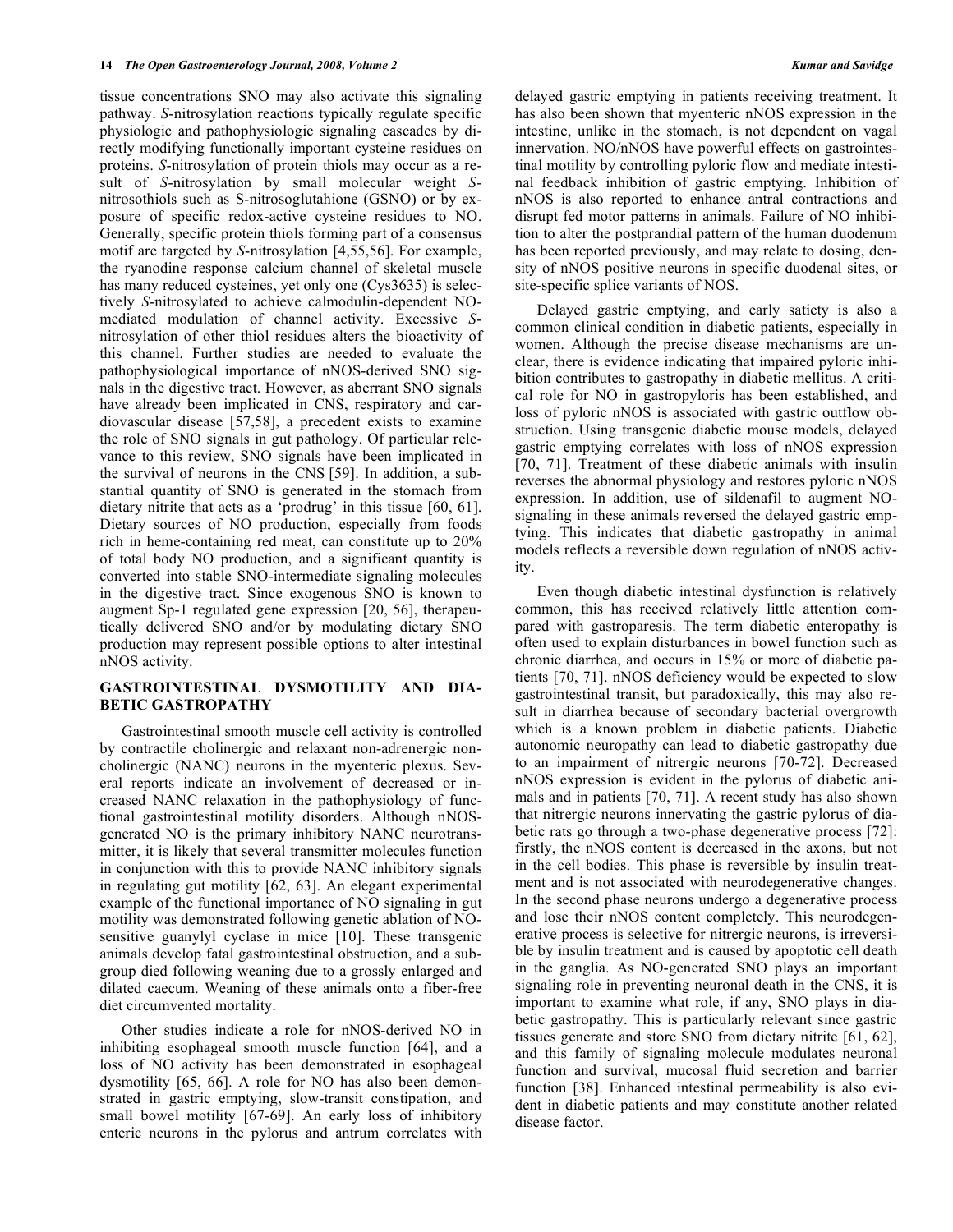tissue concentrations SNO may also activate this signaling pathway. *S*-nitrosylation reactions typically regulate specific physiologic and pathophysiologic signaling cascades by directly modifying functionally important cysteine residues on proteins. *S*-nitrosylation of protein thiols may occur as a result of *S*-nitrosylation by small molecular weight *S*-nitrosothiols such as S-nitrosoglutahione (GSNO) or by exposure of specific redox-active cysteine residues to NO. Generally, specific protein thiols forming part of a consensus motif are targeted by *S*-nitrosylation [4,55,56]. For example, the ryanodine response calcium channel of skeletal muscle has many reduced cysteines, yet only one (Cys3635) is selectively *S*-nitrosylated to achieve calmodulin-dependent NO-mediated modulation of channel activity. Excessive *S*-nitrosylation of other thiol residues alters the bioactivity of this channel. Further studies are needed to evaluate the pathophysiological importance of nNOS-derived SNO signals in the digestive tract. However, as aberrant SNO signals have already been implicated in CNS, respiratory and cardiovascular disease [57,58], a precedent exists to examine the role of SNO signals in gut pathology. Of particular relevance to this review, SNO signals have been implicated in the survival of neurons in the CNS [59]. In addition, a substantial quantity of SNO is generated in the stomach from dietary nitrite that acts as a 'prodrug' in this tissue [60, 61]. Dietary sources of NO production, especially from foods rich in heme-containing red meat, can constitute up to 20% of total body NO production, and a significant quantity is converted into stable SNO-intermediate signaling molecules in the digestive tract. Since exogenous SNO is known to augment Sp-1 regulated gene expression [20, 56], therapeutically delivered SNO and/or by modulating dietary SNO production may represent possible options to alter intestinal nNOS activity.

## GASTROINTESTINAL DYSMOTILITY AND DIABETIC GASTROPATHY

Gastrointestinal smooth muscle cell activity is controlled by contractile cholinergic and relaxant non-adrenergic non-cholinergic (NANC) neurons in the myenteric plexus. Several reports indicate an involvement of decreased or increased NANC relaxation in the pathophysiology of functional gastrointestinal motility disorders. Although nNOS-generated NO is the primary inhibitory NANC neurotransmitter, it is likely that several transmitter molecules function in conjunction with this to provide NANC inhibitory signals in regulating gut motility [62, 63]. An elegant experimental example of the functional importance of NO signaling in gut motility was demonstrated following genetic ablation of NO-sensitive guanylyl cyclase in mice [10]. These transgenic animals develop fatal gastrointestinal obstruction, and a subgroup died following weaning due to a grossly enlarged and dilated caecum. Weaning of these animals onto a fiber-free diet circumvented mortality.

Other studies indicate a role for nNOS-derived NO in inhibiting esophageal smooth muscle function [64], and a loss of NO activity has been demonstrated in esophageal dysmotility [65, 66]. A role for NO has also been demonstrated in gastric emptying, slow-transit constipation, and small bowel motility [67-69]. An early loss of inhibitory enteric neurons in the pylorus and antrum correlates with delayed gastric emptying in patients receiving treatment. It has also been shown that myenteric nNOS expression in the intestine, unlike in the stomach, is not dependent on vagal innervation. NO/nNOS have powerful effects on gastrointestinal motility by controlling pyloric flow and mediate intestinal feedback inhibition of gastric emptying. Inhibition of nNOS is also reported to enhance antral contractions and disrupt fed motor patterns in animals. Failure of NO inhibition to alter the postprandial pattern of the human duodenum has been reported previously, and may relate to dosing, density of nNOS positive neurons in specific duodenal sites, or site-specific splice variants of NOS.

Delayed gastric emptying, and early satiety is also a common clinical condition in diabetic patients, especially in women. Although the precise disease mechanisms are unclear, there is evidence indicating that impaired pyloric inhibition contributes to gastropathy in diabetic mellitus. A critical role for NO in gastropyloris has been established, and loss of pyloric nNOS is associated with gastric outflow obstruction. Using transgenic diabetic mouse models, delayed gastric emptying correlates with loss of nNOS expression [70, 71]. Treatment of these diabetic animals with insulin reverses the abnormal physiology and restores pyloric nNOS expression. In addition, use of sildenafil to augment NO-signaling in these animals reversed the delayed gastric emptying. This indicates that diabetic gastropathy in animal models reflects a reversible down regulation of nNOS activity.

Even though diabetic intestinal dysfunction is relatively common, this has received relatively little attention compared with gastroparesis. The term diabetic enteropathy is often used to explain disturbances in bowel function such as chronic diarrhea, and occurs in 15% or more of diabetic patients [70, 71]. nNOS deficiency would be expected to slow gastrointestinal transit, but paradoxically, this may also result in diarrhea because of secondary bacterial overgrowth which is a known problem in diabetic patients. Diabetic autonomic neuropathy can lead to diabetic gastropathy due to an impairment of nitrergic neurons [70-72]. Decreased nNOS expression is evident in the pylorus of diabetic animals and in patients [70, 71]. A recent study has also shown that nitrergic neurons innervating the gastric pylorus of diabetic rats go through a two-phase degenerative process [72]: firstly, the nNOS content is decreased in the axons, but not in the cell bodies. This phase is reversible by insulin treatment and is not associated with neurodegenerative changes. In the second phase neurons undergo a degenerative process and lose their nNOS content completely. This neurodegenerative process is selective for nitrergic neurons, is irreversible by insulin treatment and is caused by apoptotic cell death in the ganglia. As NO-generated SNO plays an important signaling role in preventing neuronal death in the CNS, it is important to examine what role, if any, SNO plays in diabetic gastropathy. This is particularly relevant since gastric tissues generate and store SNO from dietary nitrite [61, 62], and this family of signaling molecule modulates neuronal function and survival, mucosal fluid secretion and barrier function [38]. Enhanced intestinal permeability is also evident in diabetic patients and may constitute another related disease factor.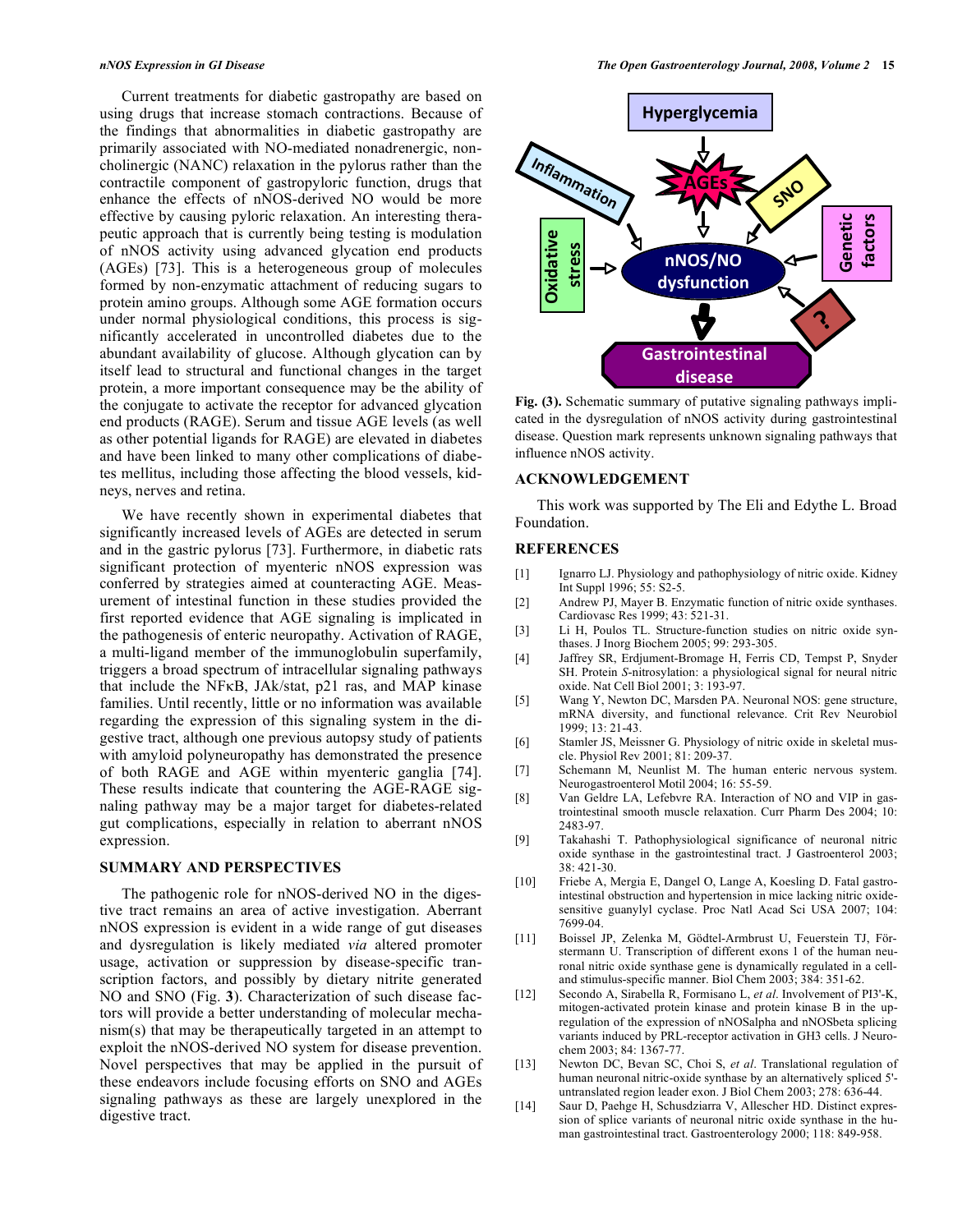Current treatments for diabetic gastropathy are based on using drugs that increase stomach contractions. Because of the findings that abnormalities in diabetic gastropathy are primarily associated with NO-mediated nonadrenergic, noncholinergic (NANC) relaxation in the pylorus rather than the contractile component of gastropyloric function, drugs that enhance the effects of nNOS-derived NO would be more effective by causing pyloric relaxation. An interesting therapeutic approach that is currently being testing is modulation of nNOS activity using advanced glycation end products (AGEs) [73]. This is a heterogeneous group of molecules formed by non-enzymatic attachment of reducing sugars to protein amino groups. Although some AGE formation occurs under normal physiological conditions, this process is significantly accelerated in uncontrolled diabetes due to the abundant availability of glucose. Although glycation can by itself lead to structural and functional changes in the target protein, a more important consequence may be the ability of the conjugate to activate the receptor for advanced glycation end products (RAGE). Serum and tissue AGE levels (as well as other potential ligands for RAGE) are elevated in diabetes and have been linked to many other complications of diabetes mellitus, including those affecting the blood vessels, kidneys, nerves and retina.

We have recently shown in experimental diabetes that significantly increased levels of AGEs are detected in serum and in the gastric pylorus [73]. Furthermore, in diabetic rats significant protection of myenteric nNOS expression was conferred by strategies aimed at counteracting AGE. Measurement of intestinal function in these studies provided the first reported evidence that AGE signaling is implicated in the pathogenesis of enteric neuropathy. Activation of RAGE, a multi-ligand member of the immunoglobulin superfamily, triggers a broad spectrum of intracellular signaling pathways that include the NFκB, JAk/stat, p21 ras, and MAP kinase families. Until recently, little or no information was available regarding the expression of this signaling system in the digestive tract, although one previous autopsy study of patients with amyloid polyneuropathy has demonstrated the presence of both RAGE and AGE within myenteric ganglia [74]. These results indicate that countering the AGE-RAGE signaling pathway may be a major target for diabetes-related gut complications, especially in relation to aberrant nNOS expression.

## SUMMARY AND PERSPECTIVES

The pathogenic role for nNOS-derived NO in the digestive tract remains an area of active investigation. Aberrant nNOS expression is evident in a wide range of gut diseases and dysregulation is likely mediated *via* altered promoter usage, activation or suppression by disease-specific transcription factors, and possibly by dietary nitrite generated NO and SNO (Fig. **3**). Characterization of such disease factors will provide a better understanding of molecular mechanism(s) that may be therapeutically targeted in an attempt to exploit the nNOS-derived NO system for disease prevention. Novel perspectives that may be applied in the pursuit of these endeavors include focusing efforts on SNO and AGEs signaling pathways as these are largely unexplored in the digestive tract.

**Fig. (3).** Schematic summary of putative signaling pathways implicated in the dysregulation of nNOS activity during gastrointestinal disease. Question mark represents unknown signaling pathways that influence nNOS activity.

## ACKNOWLEDGEMENT

This work was supported by The Eli and Edythe L. Broad Foundation.

## REFERENCES

[1] Ignarro LJ. Physiology and pathophysiology of nitric oxide. Kidney Int Suppl 1996; 55: S2-5.

[2] Andrew PJ, Mayer B. Enzymatic function of nitric oxide synthases. Cardiovasc Res 1999; 43: 521-31.

[3] Li H, Poulos TL. Structure-function studies on nitric oxide synthases. J Inorg Biochem 2005; 99: 293-305.

[4] Jaffrey SR, Erdjument-Bromage H, Ferris CD, Tempst P, Snyder SH. Protein *S*-nitrosylation: a physiological signal for neural nitric oxide. Nat Cell Biol 2001; 3: 193-97.

[5] Wang Y, Newton DC, Marsden PA. Neuronal NOS: gene structure, mRNA diversity, and functional relevance. Crit Rev Neurobiol 1999; 13: 21-43.

[6] Stamler JS, Meissner G. Physiology of nitric oxide in skeletal muscle. Physiol Rev 2001; 81: 209-37.

[7] Schemann M, Neunlist M. The human enteric nervous system. Neurogastroenterol Motil 2004; 16: 55-59.

[8] Van Geldre LA, Lefebvre RA. Interaction of NO and VIP in gastrointestinal smooth muscle relaxation. Curr Pharm Des 2004; 10: 2483-97.

[9] Takahashi T. Pathophysiological significance of neuronal nitric oxide synthase in the gastrointestinal tract. J Gastroenterol 2003; 38: 421-30.

[10] Friebe A, Mergia E, Dangel O, Lange A, Koesling D. Fatal gastrointestinal obstruction and hypertension in mice lacking nitric oxide-sensitive guanylyl cyclase. Proc Natl Acad Sci USA 2007; 104: 7699-04.

[11] Boissel JP, Zelenka M, Gödtel-Armbrust U, Feuerstein TJ, Förstermann U. Transcription of different exons 1 of the human neuronal nitric oxide synthase gene is dynamically regulated in a cell- and stimulus-specific manner. Biol Chem 2003; 384: 351-62.

[12] Secondo A, Sirabella R, Formisano L, *et al*. Involvement of PI3'-K, mitogen-activated protein kinase and protein kinase B in the up-regulation of the expression of nNOSalpha and nNOSbeta splicing variants induced by PRL-receptor activation in GH3 cells. J Neurochem 2003; 84: 1367-77.

[13] Newton DC, Bevan SC, Choi S, *et al*. Translational regulation of human neuronal nitric-oxide synthase by an alternatively spliced 5'-untranslated region leader exon. J Biol Chem 2003; 278: 636-44.

[14] Saur D, Paehge H, Schusdziarra V, Allescher HD. Distinct expression of splice variants of neuronal nitric oxide synthase in the human gastrointestinal tract. Gastroenterology 2000; 118: 849-958.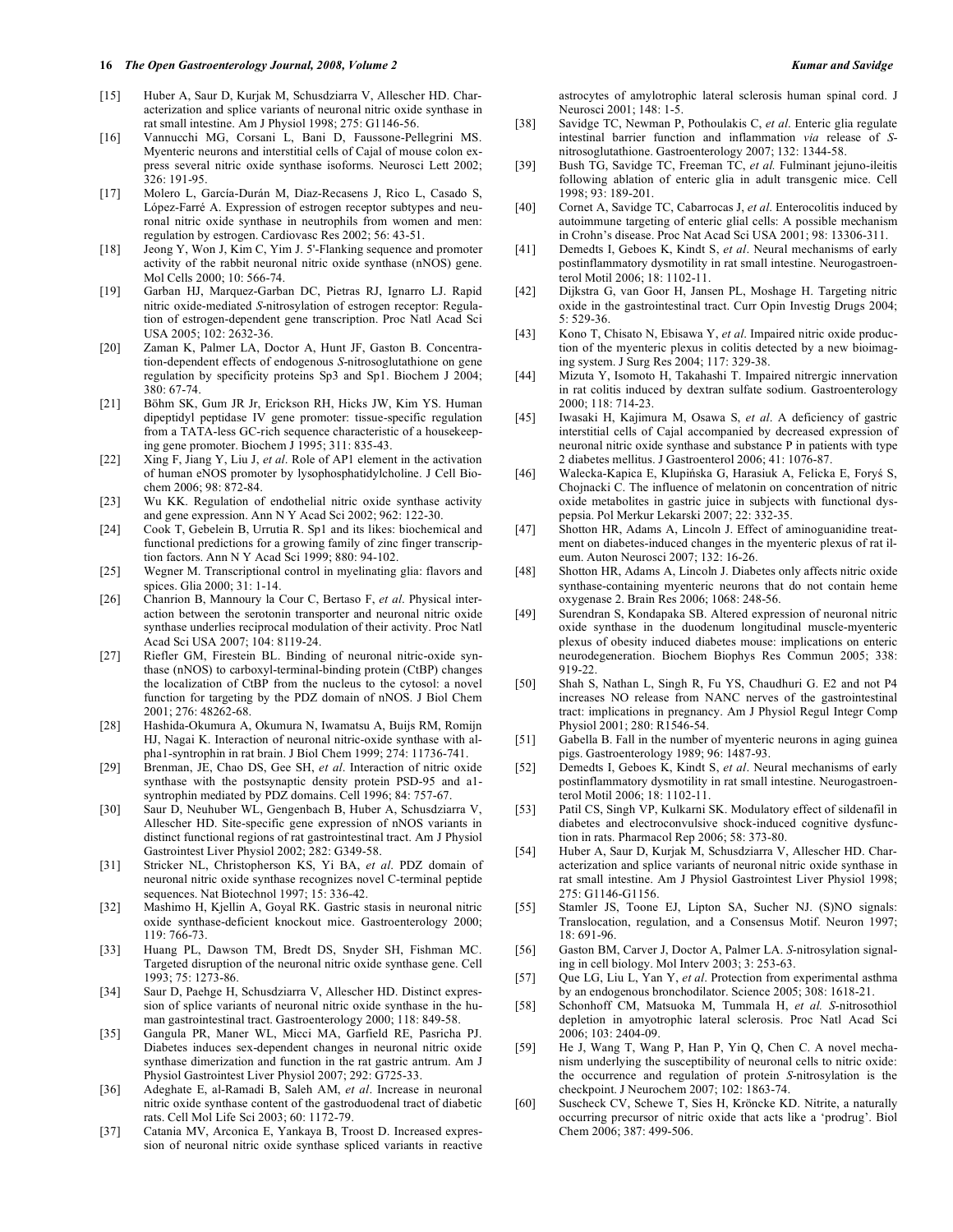[15] Huber A, Saur D, Kurjak M, Schusdziarra V, Allescher HD. Characterization and splice variants of neuronal nitric oxide synthase in rat small intestine. Am J Physiol 1998; 275: G1146-56.

[16] Vannucchi MG, Corsani L, Bani D, Faussone-Pellegrini MS. Myenteric neurons and interstitial cells of Cajal of mouse colon express several nitric oxide synthase isoforms. Neurosci Lett 2002; 326: 191-95.

[17] Molero L, García-Durán M, Diaz-Recasens J, Rico L, Casado S, López-Farré A. Expression of estrogen receptor subtypes and neuronal nitric oxide synthase in neutrophils from women and men: regulation by estrogen. Cardiovasc Res 2002; 56: 43-51.

[18] Jeong Y, Won J, Kim C, Yim J. 5'-Flanking sequence and promoter activity of the rabbit neuronal nitric oxide synthase (nNOS) gene. Mol Cells 2000; 10: 566-74.

[19] Garban HJ, Marquez-Garban DC, Pietras RJ, Ignarro LJ. Rapid nitric oxide-mediated *S*-nitrosylation of estrogen receptor: Regulation of estrogen-dependent gene transcription. Proc Natl Acad Sci USA 2005; 102: 2632-36.

[20] Zaman K, Palmer LA, Doctor A, Hunt JF, Gaston B. Concentration-dependent effects of endogenous *S*-nitrosoglutathione on gene regulation by specificity proteins Sp3 and Sp1. Biochem J 2004; 380: 67-74.

[21] Böhm SK, Gum JR Jr, Erickson RH, Hicks JW, Kim YS. Human dipeptidyl peptidase IV gene promoter: tissue-specific regulation from a TATA-less GC-rich sequence characteristic of a housekeeping gene promoter. Biochem J 1995; 311: 835-43.

[22] Xing F, Jiang Y, Liu J, *et al*. Role of AP1 element in the activation of human eNOS promoter by lysophosphatidylcholine. J Cell Biochem 2006; 98: 872-84.

[23] Wu KK. Regulation of endothelial nitric oxide synthase activity and gene expression. Ann N Y Acad Sci 2002; 962: 122-30.

[24] Cook T, Gebelein B, Urrutia R. Sp1 and its likes: biochemical and functional predictions for a growing family of zinc finger transcription factors. Ann N Y Acad Sci 1999; 880: 94-102.

[25] Wegner M. Transcriptional control in myelinating glia: flavors and spices. Glia 2000; 31: 1-14.

[26] Chanrion B, Mannoury la Cour C, Bertaso F, *et al*. Physical interaction between the serotonin transporter and neuronal nitric oxide synthase underlies reciprocal modulation of their activity. Proc Natl Acad Sci USA 2007; 104: 8119-24.

[27] Riefler GM, Firestein BL. Binding of neuronal nitric-oxide synthase (nNOS) to carboxyl-terminal-binding protein (CtBP) changes the localization of CtBP from the nucleus to the cytosol: a novel function for targeting by the PDZ domain of nNOS. J Biol Chem 2001; 276: 48262-68.

[28] Hashida-Okumura A, Okumura N, Iwamatsu A, Buijs RM, Romijn HJ, Nagai K. Interaction of neuronal nitric-oxide synthase with alpha1-syntrophin in rat brain. J Biol Chem 1999; 274: 11736-741.

[29] Brenman, JE, Chao DS, Gee SH, *et al*. Interaction of nitric oxide synthase with the postsynaptic density protein PSD-95 and a1-syntrophin mediated by PDZ domains. Cell 1996; 84: 757-67.

[30] Saur D, Neuhuber WL, Gengenbach B, Huber A, Schusdziarra V, Allescher HD. Site-specific gene expression of nNOS variants in distinct functional regions of rat gastrointestinal tract. Am J Physiol Gastrointest Liver Physiol 2002; 282: G349-58.

[31] Stricker NL, Christopherson KS, Yi BA, *et al*. PDZ domain of neuronal nitric oxide synthase recognizes novel C-terminal peptide sequences. Nat Biotechnol 1997; 15: 336-42.

[32] Mashimo H, Kjellin A, Goyal RK. Gastric stasis in neuronal nitric oxide synthase-deficient knockout mice. Gastroenterology 2000; 119: 766-73.

[33] Huang PL, Dawson TM, Bredt DS, Snyder SH, Fishman MC. Targeted disruption of the neuronal nitric oxide synthase gene. Cell 1993; 75: 1273-86.

[34] Saur D, Paehge H, Schusdziarra V, Allescher HD. Distinct expression of splice variants of neuronal nitric oxide synthase in the human gastrointestinal tract. Gastroenterology 2000; 118: 849-58.

[35] Gangula PR, Maner WL, Micci MA, Garfield RE, Pasricha PJ. Diabetes induces sex-dependent changes in neuronal nitric oxide synthase dimerization and function in the rat gastric antrum. Am J Physiol Gastrointest Liver Physiol 2007; 292: G725-33.

[36] Adeghate E, al-Ramadi B, Saleh AM, *et al*. Increase in neuronal nitric oxide synthase content of the gastroduodenal tract of diabetic rats. Cell Mol Life Sci 2003; 60: 1172-79.

[37] Catania MV, Arconica E, Yankaya B, Troost D. Increased expression of neuronal nitric oxide synthase spliced variants in reactive astrocytes of amylotrophic lateral sclerosis human spinal cord. J Neurosci 2001; 148: 1-5.

[38] Savidge TC, Newman P, Pothoulakis C, *et al*. Enteric glia regulate intestinal barrier function and inflammation *via* release of *S*-nitrosoglutathione. Gastroenterology 2007; 132: 1344-58.

[39] Bush TG, Savidge TC, Freeman TC, *et al.* Fulminant jejuno-ileitis following ablation of enteric glia in adult transgenic mice. Cell 1998; 93: 189-201.

[40] Cornet A, Savidge TC, Cabarrocas J, *et al*. Enterocolitis induced by autoimmune targeting of enteric glial cells: A possible mechanism in Crohn's disease. Proc Nat Acad Sci USA 2001; 98: 13306-311.

[41] Demedts I, Geboes K, Kindt S, *et al*. Neural mechanisms of early postinflammatory dysmotility in rat small intestine. Neurogastroenterol Motil 2006; 18: 1102-11.

[42] Dijkstra G, van Goor H, Jansen PL, Moshage H. Targeting nitric oxide in the gastrointestinal tract. Curr Opin Investig Drugs 2004; 5: 529-36.

[43] Kono T, Chisato N, Ebisawa Y, *et al*. Impaired nitric oxide production of the myenteric plexus in colitis detected by a new bioimaging system. J Surg Res 2004; 117: 329-38.

[44] Mizuta Y, Isomoto H, Takahashi T. Impaired nitrergic innervation in rat colitis induced by dextran sulfate sodium. Gastroenterology 2000; 118: 714-23.

[45] Iwasaki H, Kajimura M, Osawa S, *et al*. A deficiency of gastric interstitial cells of Cajal accompanied by decreased expression of neuronal nitric oxide synthase and substance P in patients with type 2 diabetes mellitus. J Gastroenterol 2006; 41: 1076-87.

[46] Walecka-Kapica E, Klupińska G, Harasiuk A, Felicka E, Foryś S, Chojnacki C. The influence of melatonin on concentration of nitric oxide metabolites in gastric juice in subjects with functional dyspepsia. Pol Merkur Lekarski 2007; 22: 332-35.

[47] Shotton HR, Adams A, Lincoln J. Effect of aminoguanidine treatment on diabetes-induced changes in the myenteric plexus of rat ileum. Auton Neurosci 2007; 132: 16-26.

[48] Shotton HR, Adams A, Lincoln J. Diabetes only affects nitric oxide synthase-containing myenteric neurons that do not contain heme oxygenase 2. Brain Res 2006; 1068: 248-56.

[49] Surendran S, Kondapaka SB. Altered expression of neuronal nitric oxide synthase in the duodenum longitudinal muscle-myenteric plexus of obesity induced diabetes mouse: implications on enteric neurodegeneration. Biochem Biophys Res Commun 2005; 338: 919-22.

[50] Shah S, Nathan L, Singh R, Fu YS, Chaudhuri G. E2 and not P4 increases NO release from NANC nerves of the gastrointestinal tract: implications in pregnancy. Am J Physiol Regul Integr Comp Physiol 2001; 280: R1546-54.

[51] Gabella B. Fall in the number of myenteric neurons in aging guinea pigs. Gastroenterology 1989; 96: 1487-93.

[52] Demedts I, Geboes K, Kindt S, *et al*. Neural mechanisms of early postinflammatory dysmotility in rat small intestine. Neurogastroenterol Motil 2006; 18: 1102-11.

[53] Patil CS, Singh VP, Kulkarni SK. Modulatory effect of sildenafil in diabetes and electroconvulsive shock-induced cognitive dysfunction in rats. Pharmacol Rep 2006; 58: 373-80.

[54] Huber A, Saur D, Kurjak M, Schusdziarra V, Allescher HD. Characterization and splice variants of neuronal nitric oxide synthase in rat small intestine. Am J Physiol Gastrointest Liver Physiol 1998; 275: G1146-G1156.

[55] Stamler JS, Toone EJ, Lipton SA, Sucher NJ. (S)NO signals: Translocation, regulation, and a Consensus Motif. Neuron 1997; 18: 691-96.

[56] Gaston BM, Carver J, Doctor A, Palmer LA. *S*-nitrosylation signaling in cell biology. Mol Interv 2003; 3: 253-63.

[57] Que LG, Liu L, Yan Y, *et al*. Protection from experimental asthma by an endogenous bronchodilator. Science 2005; 308: 1618-21.

[58] Schonhoff CM, Matsuoka M, Tummala H, *et al. S*-nitrosothiol depletion in amyotrophic lateral sclerosis. Proc Natl Acad Sci 2006; 103: 2404-09.

[59] He J, Wang T, Wang P, Han P, Yin Q, Chen C. A novel mechanism underlying the susceptibility of neuronal cells to nitric oxide: the occurrence and regulation of protein *S*-nitrosylation is the checkpoint. J Neurochem 2007; 102: 1863-74.

[60] Suscheck CV, Schewe T, Sies H, Kröncke KD. Nitrite, a naturally occurring precursor of nitric oxide that acts like a 'prodrug'. Biol Chem 2006; 387: 499-506.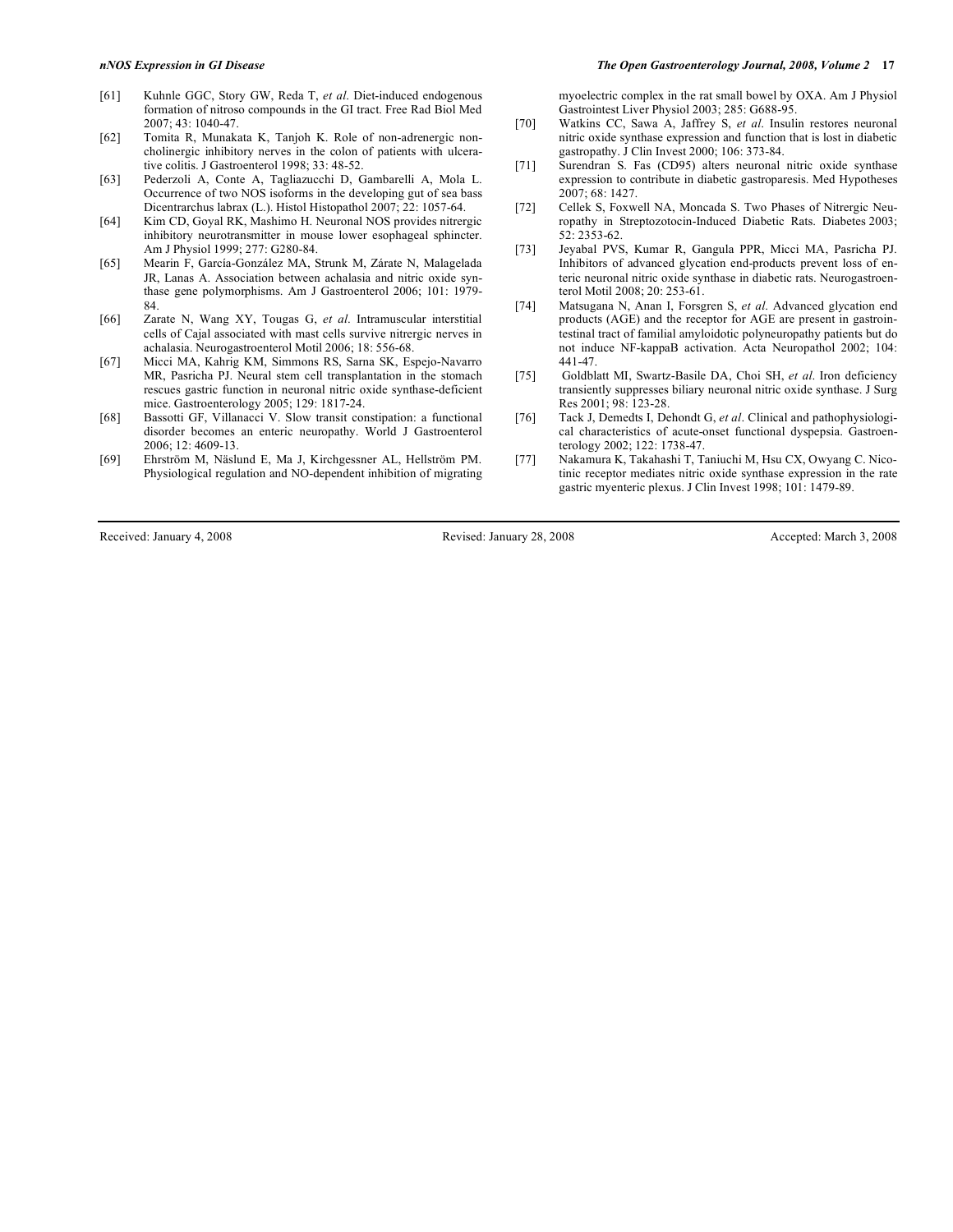[61] Kuhnle GGC, Story GW, Reda T, *et al*. Diet-induced endogenous formation of nitroso compounds in the GI tract. Free Rad Biol Med 2007; 43: 1040-47.

[62] Tomita R, Munakata K, Tanjoh K. Role of non-adrenergic non-cholinergic inhibitory nerves in the colon of patients with ulcerative colitis. J Gastroenterol 1998; 33: 48-52.

[63] Pederzoli A, Conte A, Tagliazucchi D, Gambarelli A, Mola L. Occurrence of two NOS isoforms in the developing gut of sea bass Dicentrarchus labrax (L.). Histol Histopathol 2007; 22: 1057-64.

[64] Kim CD, Goyal RK, Mashimo H. Neuronal NOS provides nitrergic inhibitory neurotransmitter in mouse lower esophageal sphincter. Am J Physiol 1999; 277: G280-84.

[65] Mearin F, García-González MA, Strunk M, Zárate N, Malagelada JR, Lanas A. Association between achalasia and nitric oxide synthase gene polymorphisms. Am J Gastroenterol 2006; 101: 1979-84.

[66] Zarate N, Wang XY, Tougas G, *et al*. Intramuscular interstitial cells of Cajal associated with mast cells survive nitrergic nerves in achalasia. Neurogastroenterol Motil 2006; 18: 556-68.

[67] Micci MA, Kahrig KM, Simmons RS, Sarna SK, Espejo-Navarro MR, Pasricha PJ. Neural stem cell transplantation in the stomach rescues gastric function in neuronal nitric oxide synthase-deficient mice. Gastroenterology 2005; 129: 1817-24.

[68] Bassotti GF, Villanacci V. Slow transit constipation: a functional disorder becomes an enteric neuropathy. World J Gastroenterol 2006; 12: 4609-13.

[69] Ehrström M, Näslund E, Ma J, Kirchgessner AL, Hellström PM. Physiological regulation and NO-dependent inhibition of migrating myoelectric complex in the rat small bowel by OXA. Am J Physiol Gastrointest Liver Physiol 2003; 285: G688-95.

[70] Watkins CC, Sawa A, Jaffrey S, *et al*. Insulin restores neuronal nitric oxide synthase expression and function that is lost in diabetic gastropathy. J Clin Invest 2000; 106: 373-84.

[71] Surendran S. Fas (CD95) alters neuronal nitric oxide synthase expression to contribute in diabetic gastroparesis. Med Hypotheses 2007; 68: 1427.

[72] Cellek S, Foxwell NA, Moncada S. Two Phases of Nitrergic Neuropathy in Streptozotocin-Induced Diabetic Rats. Diabetes 2003; 52: 2353-62.

[73] Jeyabal PVS, Kumar R, Gangula PPR, Micci MA, Pasricha PJ. Inhibitors of advanced glycation end-products prevent loss of enteric neuronal nitric oxide synthase in diabetic rats. Neurogastroenterol Motil 2008; 20: 253-61.

[74] Matsugana N, Anan I, Forsgren S, *et al*. Advanced glycation end products (AGE) and the receptor for AGE are present in gastrointestinal tract of familial amyloidotic polyneuropathy patients but do not induce NF-kappaB activation. Acta Neuropathol 2002; 104: 441-47.

[75] Goldblatt MI, Swartz-Basile DA, Choi SH, *et al*. Iron deficiency transiently suppresses biliary neuronal nitric oxide synthase. J Surg Res 2001; 98: 123-28.

[76] Tack J, Demedts I, Dehondt G, *et al*. Clinical and pathophysiological characteristics of acute-onset functional dyspepsia. Gastroenterology 2002; 122: 1738-47.

[77] Nakamura K, Takahashi T, Taniuchi M, Hsu CX, Owyang C. Nicotinic receptor mediates nitric oxide synthase expression in the rate gastric myenteric plexus. J Clin Invest 1998; 101: 1479-89.

Received: January 4, 2008 Revised: January 28, 2008 Accepted: March 3, 2008